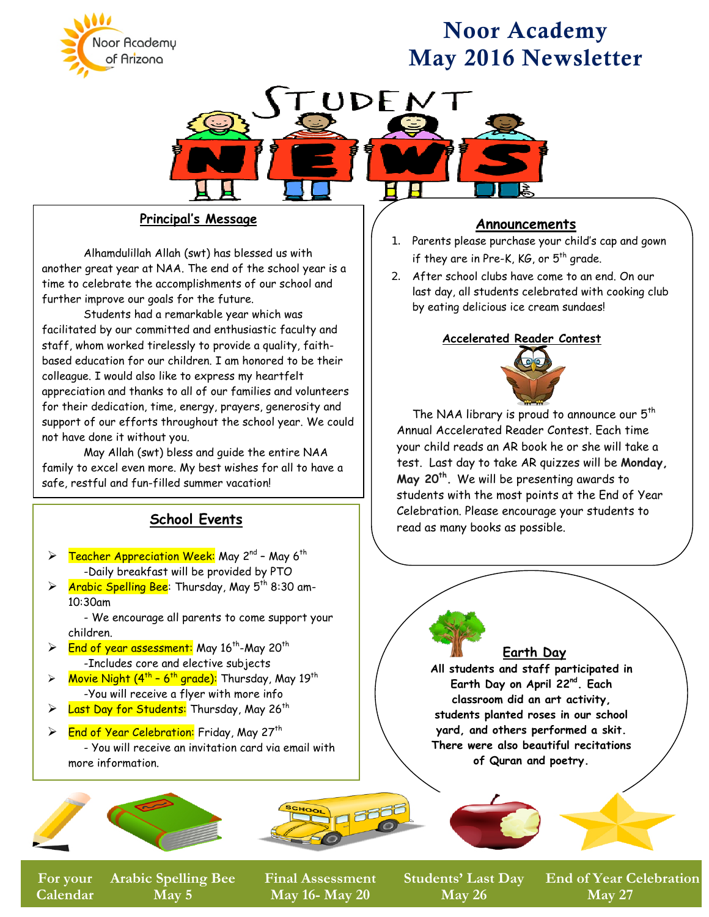Noor Academy of Arizona

# Noor Academy May 2016 Newsletter

STUDENT NEWS

## Principal's Message

Alhamdulillah Allah (swt) has blessed us with another great year at NAA. The end of the school year is a time to celebrate the accomplishments of our school and further improve our goals for the future.

Students had a remarkable year which was facilitated by our committed and enthusiastic faculty and staff, whom worked tirelessly to provide a quality, faith-based education for our children. I am honored to be their colleague. I would also like to express my heartfelt appreciation and thanks to all of our families and volunteers for their dedication, time, energy, prayers, generosity and support of our efforts throughout the school year. We could not have done it without you.

May Allah (swt) bless and guide the entire NAA family to excel even more. My best wishes for all to have a safe, restful and fun-filled summer vacation!

## School Events

- Teacher Appreciation Week: May 2nd – May 6th
  - Daily breakfast will be provided by PTO
- Arabic Spelling Bee: Thursday, May 5th 8:30 am-10:30am
  - We encourage all parents to come support your children.
- End of year assessment: May 16th-May 20th
  - Includes core and elective subjects
- Movie Night (4th – 6th grade): Thursday, May 19th
  - You will receive a flyer with more info
- Last Day for Students: Thursday, May 26th
- End of Year Celebration: Friday, May 27th
  - You will receive an invitation card via email with more information.

## Announcements

1. Parents please purchase your child's cap and gown if they are in Pre-K, KG, or 5th grade.
2. After school clubs have come to an end. On our last day, all students celebrated with cooking club by eating delicious ice cream sundaes!

### Accelerated Reader Contest

The NAA library is proud to announce our 5th Annual Accelerated Reader Contest. Each time your child reads an AR book he or she will take a test. Last day to take AR quizzes will be **Monday, May 20th**. We will be presenting awards to students with the most points at the End of Year Celebration. Please encourage your students to read as many books as possible.

### Earth Day

**All students and staff participated in Earth Day on April 22nd. Each classroom did an art activity, students planted roses in our school yard, and others performed a skit. There were also beautiful recitations of Quran and poetry.**

| For your Calendar | Arabic Spelling Bee | Final Assessment | Students' Last Day | End of Year Celebration |
|---|---|---|---|---|
| | May 5 | May 16- May 20 | May 26 | May 27 |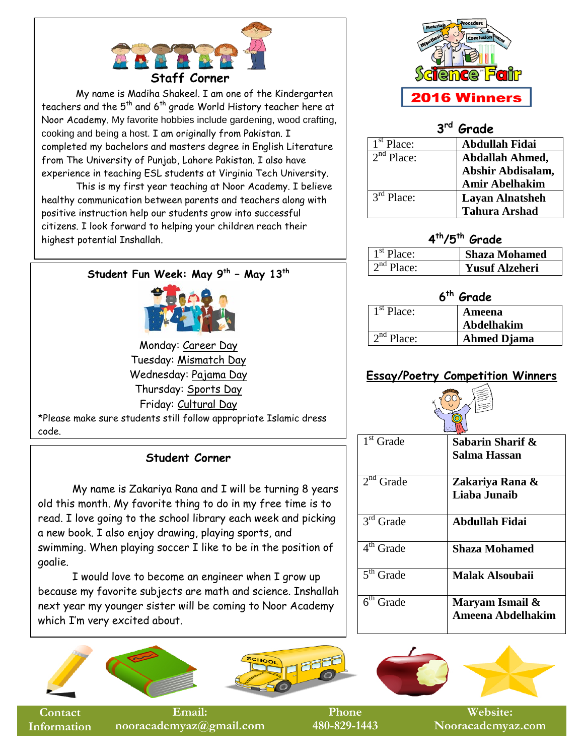## Staff Corner

My name is Madiha Shakeel. I am one of the Kindergarten teachers and the 5th and 6th grade World History teacher here at Noor Academy. My favorite hobbies include gardening, wood crafting, cooking and being a host. I am originally from Pakistan. I completed my bachelors and masters degree in English Literature from The University of Punjab, Lahore Pakistan. I also have experience in teaching ESL students at Virginia Tech University.

This is my first year teaching at Noor Academy. I believe healthy communication between parents and teachers along with positive instruction help our students grow into successful citizens. I look forward to helping your children reach their highest potential Inshallah.

## Student Fun Week: May 9th – May 13th

Monday: Career Day
Tuesday: Mismatch Day
Wednesday: Pajama Day
Thursday: Sports Day
Friday: Cultural Day

*Please make sure students still follow appropriate Islamic dress code.

## Student Corner

My name is Zakariya Rana and I will be turning 8 years old this month. My favorite thing to do in my free time is to read. I love going to the school library each week and picking a new book. I also enjoy drawing, playing sports, and swimming. When playing soccer I like to be in the position of goalie.

I would love to become an engineer when I grow up because my favorite subjects are math and science. Inshallah next year my younger sister will be coming to Noor Academy which I'm very excited about.

## Science Fair 2016 Winners

### 3rd Grade

| | |
|---|---|
| 1st Place: | **Abdullah Fidai** |
| 2nd Place: | **Abdallah Ahmed, Abshir Abdisalam, Amir Abelhakim** |
| 3rd Place: | **Layan Alnatsheh Tahura Arshad** |

### 4th/5th Grade

| | |
|---|---|
| 1st Place: | **Shaza Mohamed** |
| 2nd Place: | **Yusuf Alzeheri** |

### 6th Grade

| | |
|---|---|
| 1st Place: | **Ameena Abdelhakim** |
| 2nd Place: | **Ahmed Djama** |

## Essay/Poetry Competition Winners

| | |
|---|---|
| 1st Grade | **Sabarin Sharif & Salma Hassan** |
| 2nd Grade | **Zakariya Rana & Liaba Junaib** |
| 3rd Grade | **Abdullah Fidai** |
| 4th Grade | **Shaza Mohamed** |
| 5th Grade | **Malak Alsoubaii** |
| 6th Grade | **Maryam Ismail & Ameena Abdelhakim** |

| Contact Information | Email: | Phone | Website: |
|---|---|---|---|
| | nooracademyaz@gmail.com | 480-829-1443 | Nooracademyaz.com |